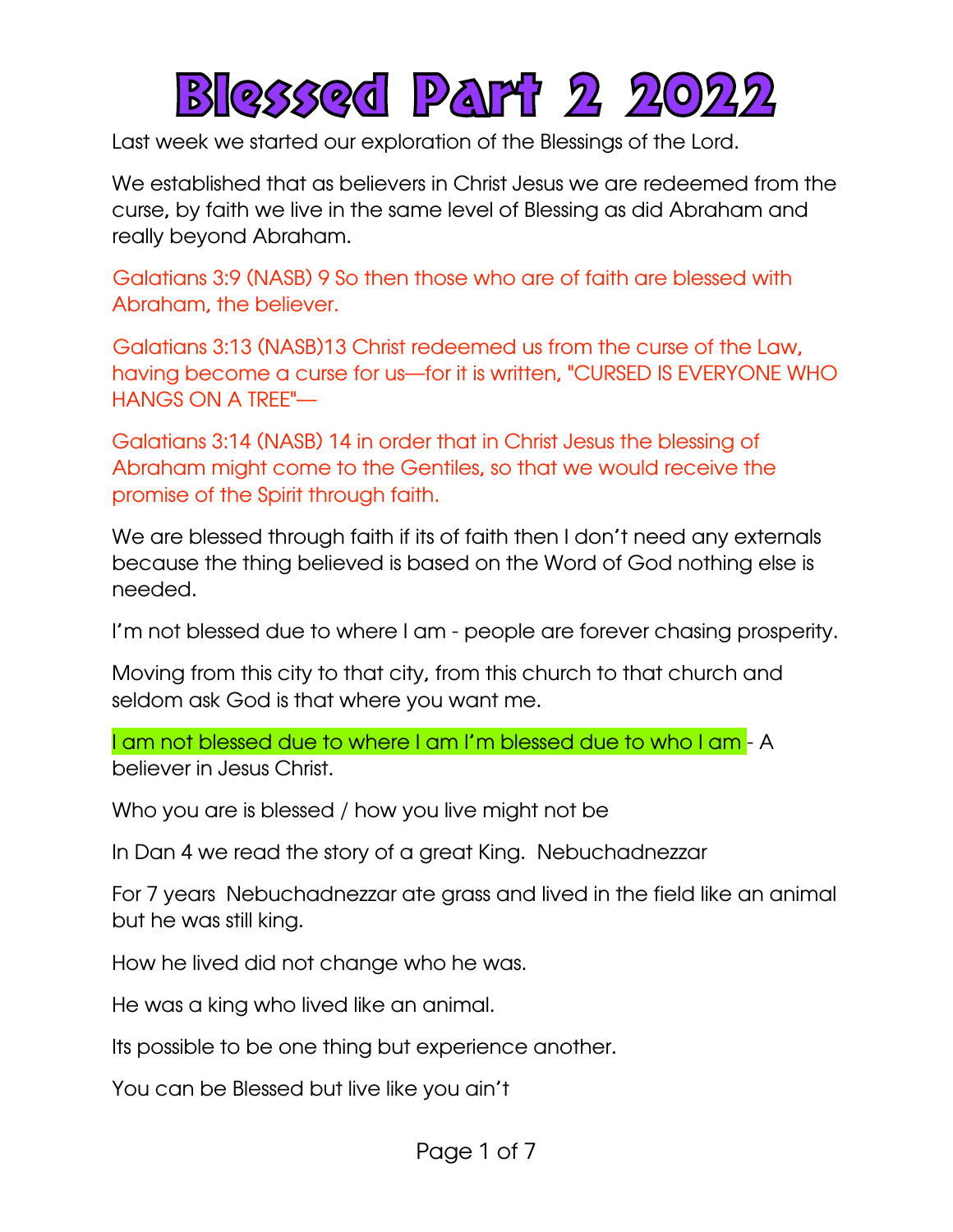# Blessed Part 2 2022

Last week we started our exploration of the Blessings of the Lord.

We established that as believers in Christ Jesus we are redeemed from the curse, by faith we live in the same level of Blessing as did Abraham and really beyond Abraham.

Galatians 3:9 (NASB) 9 So then those who are of faith are blessed with Abraham, the believer.

Galatians 3:13 (NASB)13 Christ redeemed us from the curse of the Law, having become a curse for us—for it is written, "CURSED IS EVERYONE WHO HANGS ON A TREE"—

Galatians 3:14 (NASB) 14 in order that in Christ Jesus the blessing of Abraham might come to the Gentiles, so that we would receive the promise of the Spirit through faith.

We are blessed through faith if its of faith then I don't need any externals because the thing believed is based on the Word of God nothing else is needed.

I'm not blessed due to where I am - people are forever chasing prosperity.

Moving from this city to that city, from this church to that church and seldom ask God is that where you want me.

I am not blessed due to where I am I'm blessed due to who I am - A believer in Jesus Christ.

Who you are is blessed / how you live might not be

In Dan 4 we read the story of a great King. Nebuchadnezzar

For 7 years Nebuchadnezzar ate grass and lived in the field like an animal but he was still king.

How he lived did not change who he was.

He was a king who lived like an animal.

Its possible to be one thing but experience another.

You can be Blessed but live like you ain't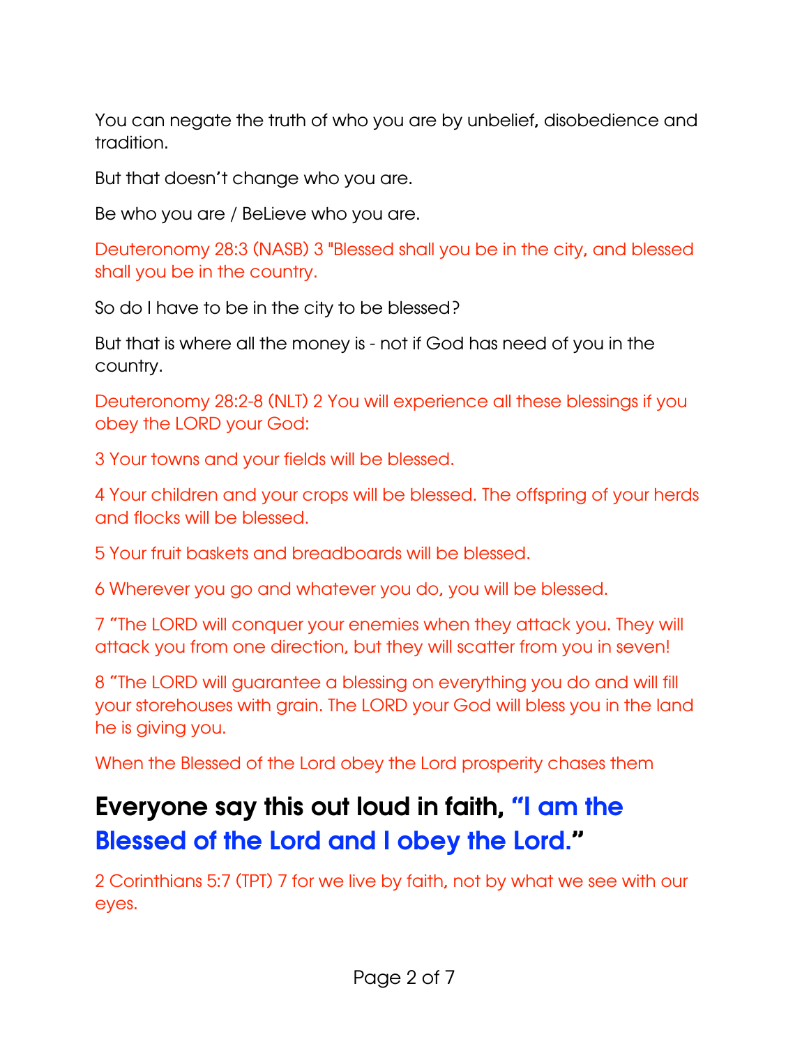You can negate the truth of who you are by unbelief, disobedience and tradition.

But that doesn't change who you are.

Be who you are / BeLieve who you are.

Deuteronomy 28:3 (NASB) 3 "Blessed shall you be in the city, and blessed shall you be in the country.

So do I have to be in the city to be blessed?

But that is where all the money is - not if God has need of you in the country.

Deuteronomy 28:2-8 (NLT) 2 You will experience all these blessings if you obey the LORD your God:

3 Your towns and your fields will be blessed.

4 Your children and your crops will be blessed. The offspring of your herds and flocks will be blessed.

5 Your fruit baskets and breadboards will be blessed.

6 Wherever you go and whatever you do, you will be blessed.

7 "The LORD will conquer your enemies when they attack you. They will attack you from one direction, but they will scatter from you in seven!

8 "The LORD will guarantee a blessing on everything you do and will fill your storehouses with grain. The LORD your God will bless you in the land he is giving you.

When the Blessed of the Lord obey the Lord prosperity chases them

## Everyone say this out loud in faith, "I am the Blessed of the Lord and I obey the Lord."

2 Corinthians 5:7 (TPT) 7 for we live by faith, not by what we see with our eyes.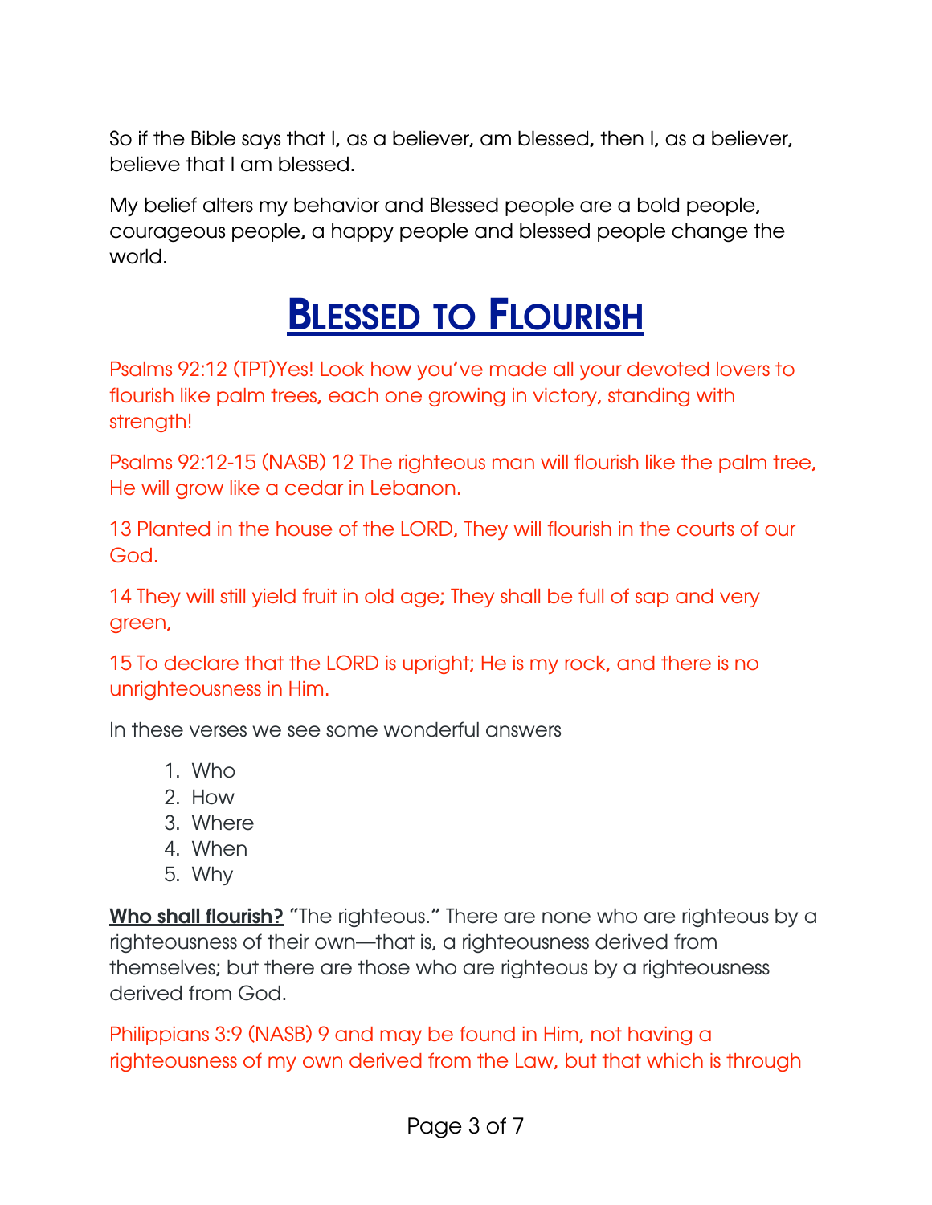So if the Bible says that I, as a believer, am blessed, then I, as a believer, believe that I am blessed.

My belief alters my behavior and Blessed people are a bold people, courageous people, a happy people and blessed people change the world.

# Blessed to Flourish

Psalms 92:12 (TPT)Yes! Look how you've made all your devoted lovers to flourish like palm trees, each one growing in victory, standing with strength!

Psalms 92:12-15 (NASB) 12 The righteous man will flourish like the palm tree, He will grow like a cedar in Lebanon.

13 Planted in the house of the LORD, They will flourish in the courts of our God.

14 They will still yield fruit in old age; They shall be full of sap and very green,

15 To declare that the LORD is upright; He is my rock, and there is no unrighteousness in Him.

In these verses we see some wonderful answers

1. Who
2. How
3. Where
4. When
5. Why

**Who shall flourish?** "The righteous." There are none who are righteous by a righteousness of their own—that is, a righteousness derived from themselves; but there are those who are righteous by a righteousness derived from God.

Philippians 3:9 (NASB) 9 and may be found in Him, not having a righteousness of my own derived from the Law, but that which is through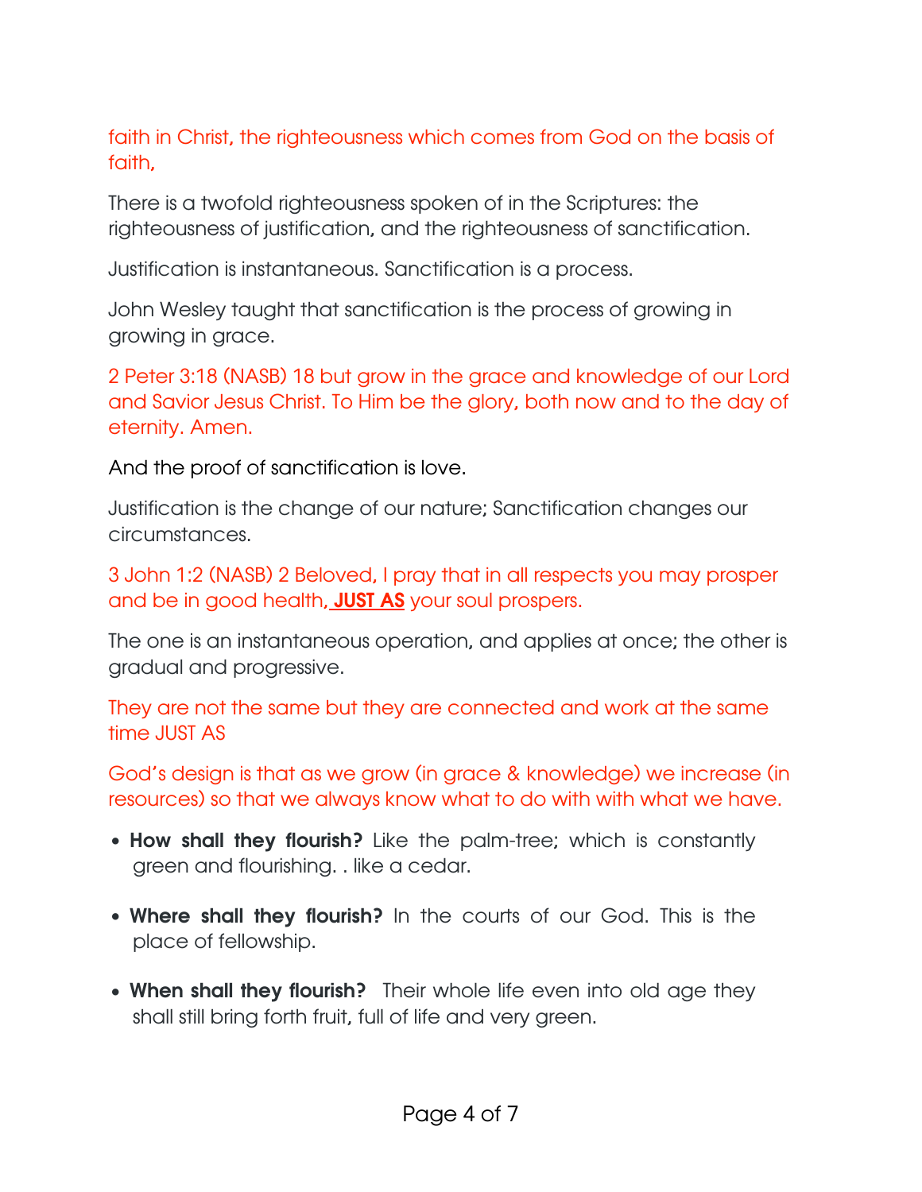faith in Christ, the righteousness which comes from God on the basis of faith,

There is a twofold righteousness spoken of in the Scriptures: the righteousness of justification, and the righteousness of sanctification.

Justification is instantaneous. Sanctification is a process.

John Wesley taught that sanctification is the process of growing in growing in grace.

2 Peter 3:18 (NASB) 18 but grow in the grace and knowledge of our Lord and Savior Jesus Christ. To Him be the glory, both now and to the day of eternity. Amen.

And the proof of sanctification is love.

Justification is the change of our nature; Sanctification changes our circumstances.

3 John 1:2 (NASB) 2 Beloved, I pray that in all respects you may prosper and be in good health, **JUST AS** your soul prospers.

The one is an instantaneous operation, and applies at once; the other is gradual and progressive.

They are not the same but they are connected and work at the same time JUST AS

God's design is that as we grow (in grace & knowledge) we increase (in resources) so that we always know what to do with with what we have.

- **How shall they flourish?** Like the palm-tree; which is constantly green and flourishing. . like a cedar.
- **Where shall they flourish?** In the courts of our God. This is the place of fellowship.
- **When shall they flourish?** Their whole life even into old age they shall still bring forth fruit, full of life and very green.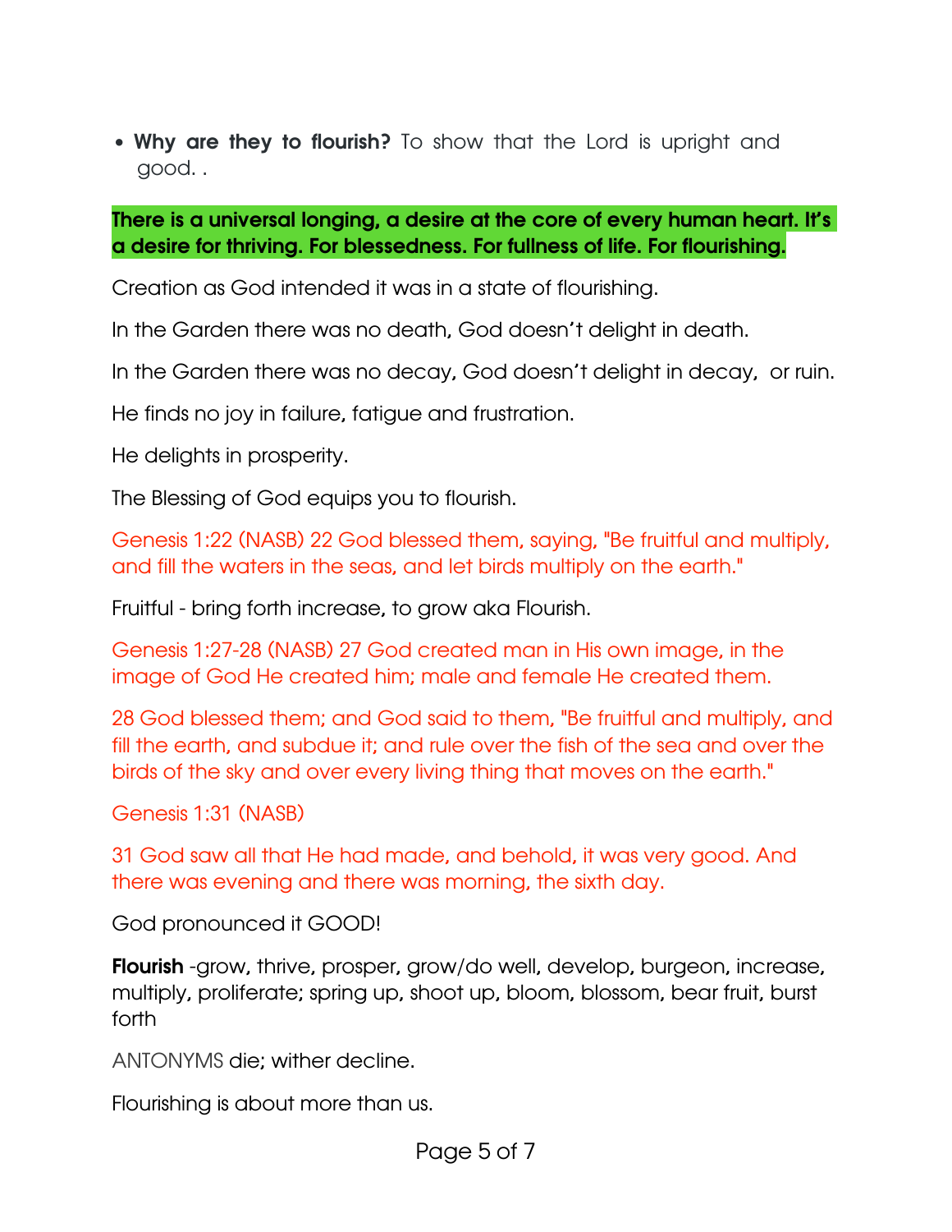- **Why are they to flourish?** To show that the Lord is upright and good. .

**There is a universal longing, a desire at the core of every human heart. It's a desire for thriving. For blessedness. For fullness of life. For flourishing.**

Creation as God intended it was in a state of flourishing.

In the Garden there was no death, God doesn't delight in death.

In the Garden there was no decay, God doesn't delight in decay,  or ruin.

He finds no joy in failure, fatigue and frustration.

He delights in prosperity.

The Blessing of God equips you to flourish.

Genesis 1:22 (NASB) 22 God blessed them, saying, "Be fruitful and multiply, and fill the waters in the seas, and let birds multiply on the earth."

Fruitful - bring forth increase, to grow aka Flourish.

Genesis 1:27-28 (NASB) 27 God created man in His own image, in the image of God He created him; male and female He created them.

28 God blessed them; and God said to them, "Be fruitful and multiply, and fill the earth, and subdue it; and rule over the fish of the sea and over the birds of the sky and over every living thing that moves on the earth."

Genesis 1:31 (NASB)

31 God saw all that He had made, and behold, it was very good. And there was evening and there was morning, the sixth day.

God pronounced it GOOD!

**Flourish** -grow, thrive, prosper, grow/do well, develop, burgeon, increase, multiply, proliferate; spring up, shoot up, bloom, blossom, bear fruit, burst forth

ANTONYMS die; wither decline.

Flourishing is about more than us.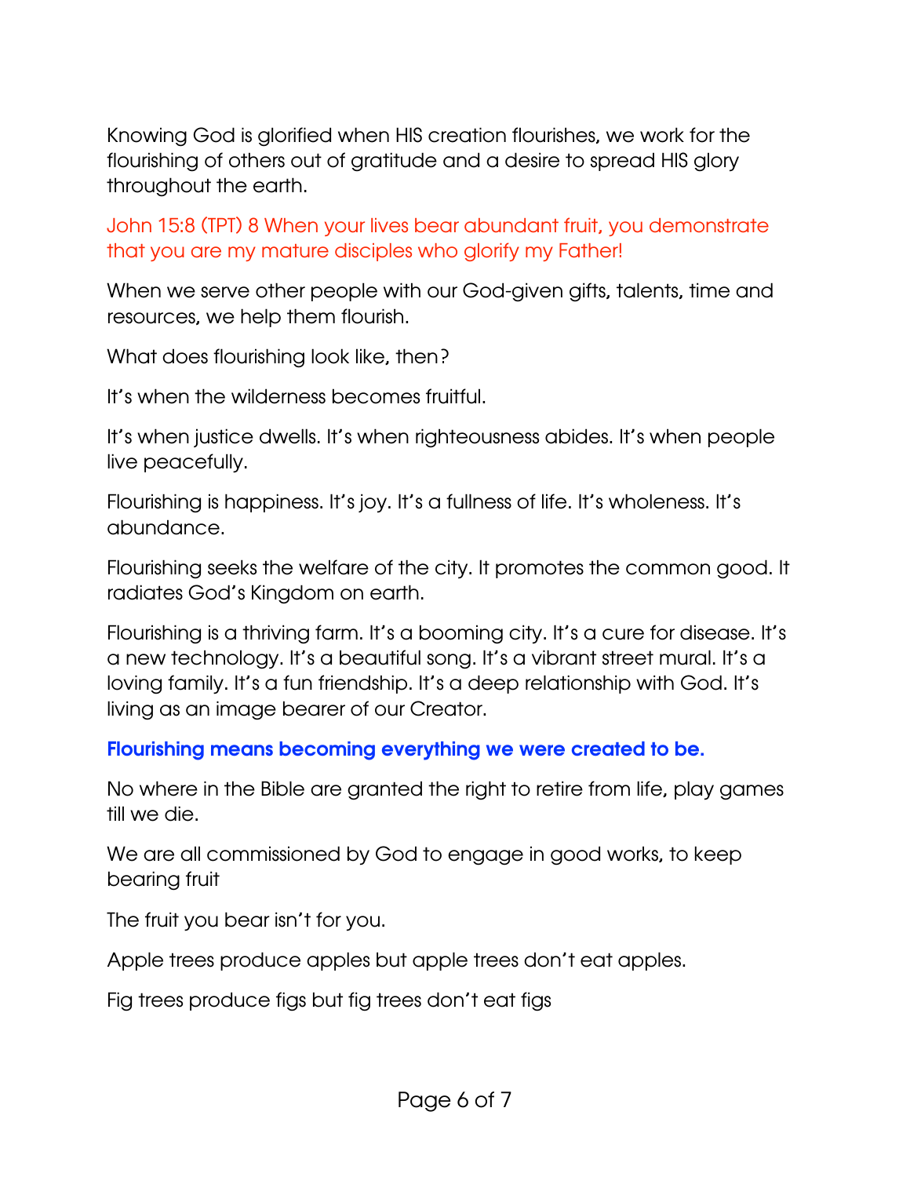Knowing God is glorified when HIS creation flourishes, we work for the flourishing of others out of gratitude and a desire to spread HIS glory throughout the earth.

John 15:8 (TPT) 8 When your lives bear abundant fruit, you demonstrate that you are my mature disciples who glorify my Father!

When we serve other people with our God-given gifts, talents, time and resources, we help them flourish.

What does flourishing look like, then?

It's when the wilderness becomes fruitful.

It's when justice dwells. It's when righteousness abides. It's when people live peacefully.

Flourishing is happiness. It's joy. It's a fullness of life. It's wholeness. It's abundance.

Flourishing seeks the welfare of the city. It promotes the common good. It radiates God's Kingdom on earth.

Flourishing is a thriving farm. It's a booming city. It's a cure for disease. It's a new technology. It's a beautiful song. It's a vibrant street mural. It's a loving family. It's a fun friendship. It's a deep relationship with God. It's living as an image bearer of our Creator.

**Flourishing means becoming everything we were created to be.**

No where in the Bible are granted the right to retire from life, play games till we die.

We are all commissioned by God to engage in good works, to keep bearing fruit

The fruit you bear isn't for you.

Apple trees produce apples but apple trees don't eat apples.

Fig trees produce figs but fig trees don't eat figs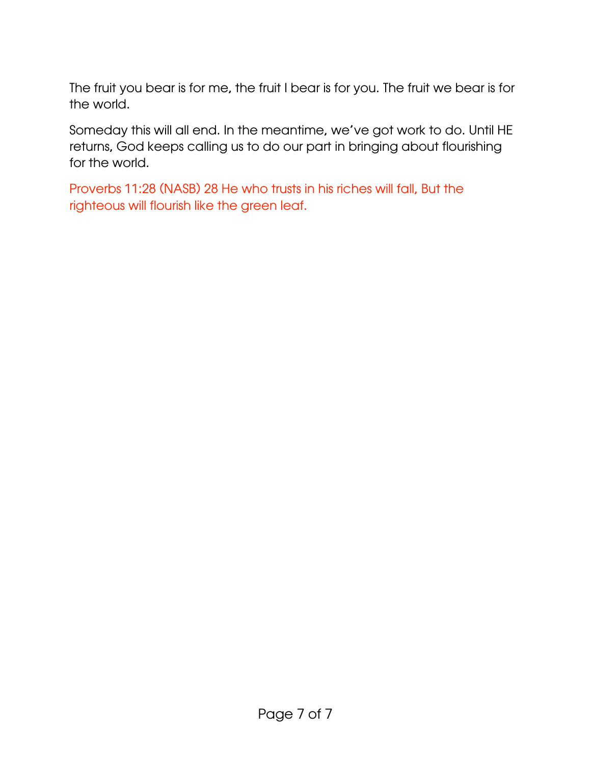The fruit you bear is for me, the fruit I bear is for you. The fruit we bear is for the world.

Someday this will all end. In the meantime, we've got work to do. Until HE returns, God keeps calling us to do our part in bringing about flourishing for the world.

Proverbs 11:28 (NASB) 28 He who trusts in his riches will fall, But the righteous will flourish like the green leaf.